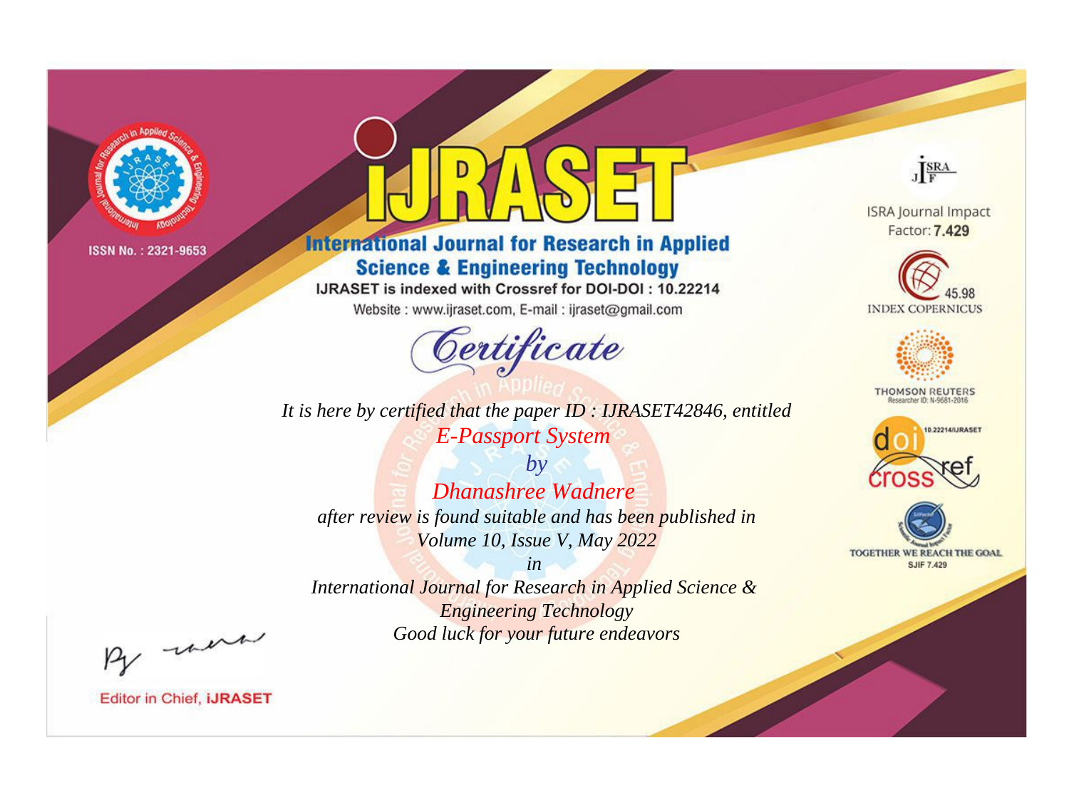ISSN No. : 2321-9653

# iJRASET

## International Journal for Research in Applied Science & Engineering Technology

IJRASET is indexed with Crossref for DOI-DOI : 10.22214

Website : www.ijraset.com, E-mail : ijraset@gmail.com

ISRA Journal Impact Factor: **7.429**

45.98 INDEX COPERNICUS

THOMSON REUTERS Researcher ID: N-9681-2016

10.22214/IJRASET

TOGETHER WE REACH THE GOAL SJIF 7.429

# *Certificate*

*It is here by certified that the paper ID : IJRASET42846, entitled*

*E-Passport System*

*by*

*Dhanashree Wadnere*

*after review is found suitable and has been published in*

*Volume 10, Issue V, May 2022*

*in*

*International Journal for Research in Applied Science & Engineering Technology*

*Good luck for your future endeavors*

Editor in Chief, **iJRASET**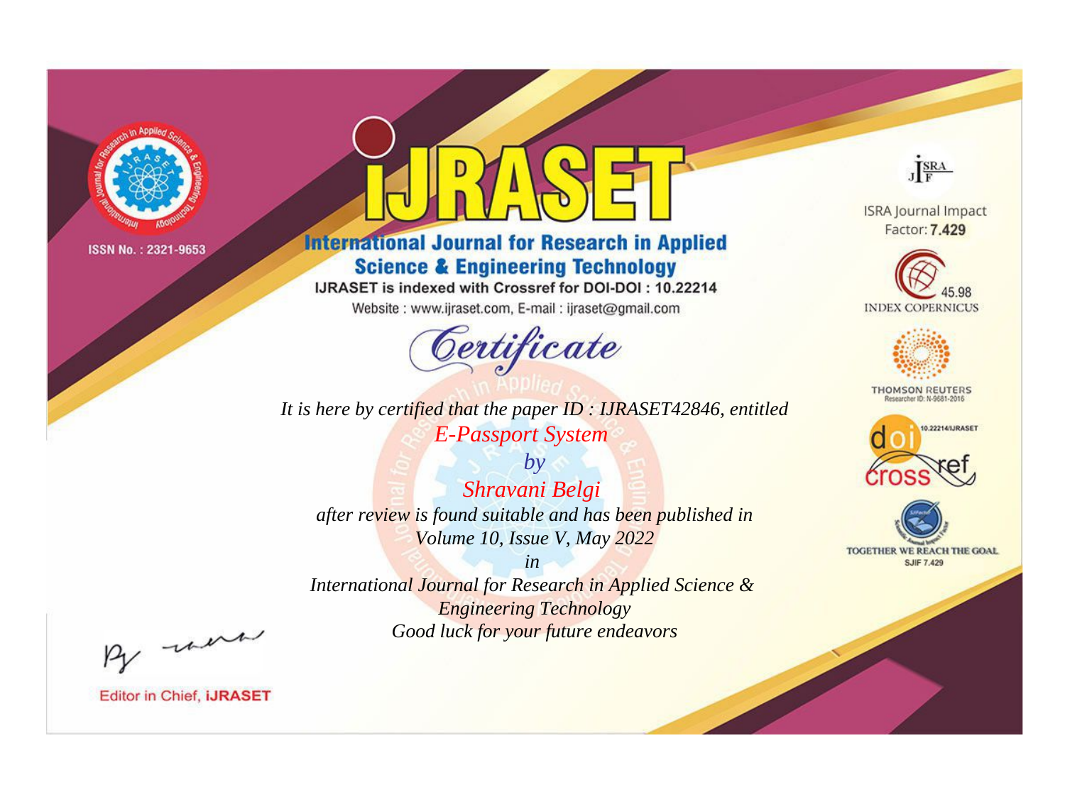ISSN No. : 2321-9653

# iJRASET

## International Journal for Research in Applied Science & Engineering Technology

IJRASET is indexed with Crossref for DOI-DOI : 10.22214

Website : www.ijraset.com, E-mail : ijraset@gmail.com

ISRA Journal Impact Factor: **7.429**

45.98 INDEX COPERNICUS

THOMSON REUTERS Researcher ID: N-9681-2016

10.22214/IJRASET

TOGETHER WE REACH THE GOAL SJIF 7.429

*Certificate*

*It is here by certified that the paper ID : IJRASET42846, entitled*

*E-Passport System*

*by*

*Shravani Belgi*

*after review is found suitable and has been published in*

*Volume 10, Issue V, May 2022*

*in*

*International Journal for Research in Applied Science & Engineering Technology*

*Good luck for your future endeavors*

Editor in Chief, **iJRASET**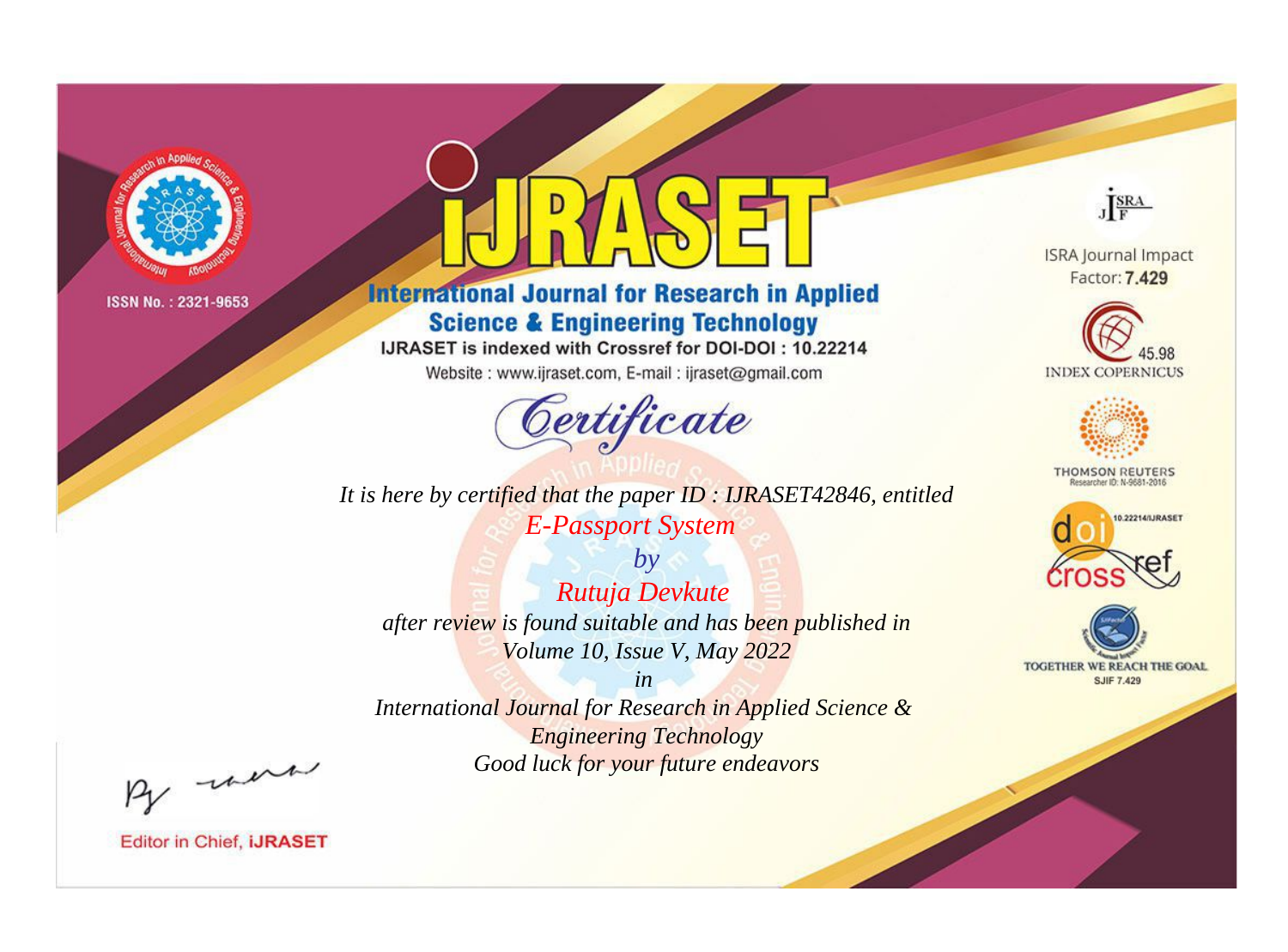ISSN No. : 2321-9653

# iJRASET

## International Journal for Research in Applied Science & Engineering Technology

IJRASET is indexed with Crossref for DOI-DOI : 10.22214

Website : www.ijraset.com, E-mail : ijraset@gmail.com

ISRA Journal Impact Factor: **7.429**

45.98 INDEX COPERNICUS

THOMSON REUTERS Researcher ID: N-9681-2016

10.22214/IJRASET

TOGETHER WE REACH THE GOAL SJIF 7.429

# *Certificate*

*It is here by certified that the paper ID : IJRASET42846, entitled*

*E-Passport System*

*by*

*Rutuja Devkute*

*after review is found suitable and has been published in*

*Volume 10, Issue V, May 2022*

*in*

*International Journal for Research in Applied Science & Engineering Technology*

*Good luck for your future endeavors*

Editor in Chief, **iJRASET**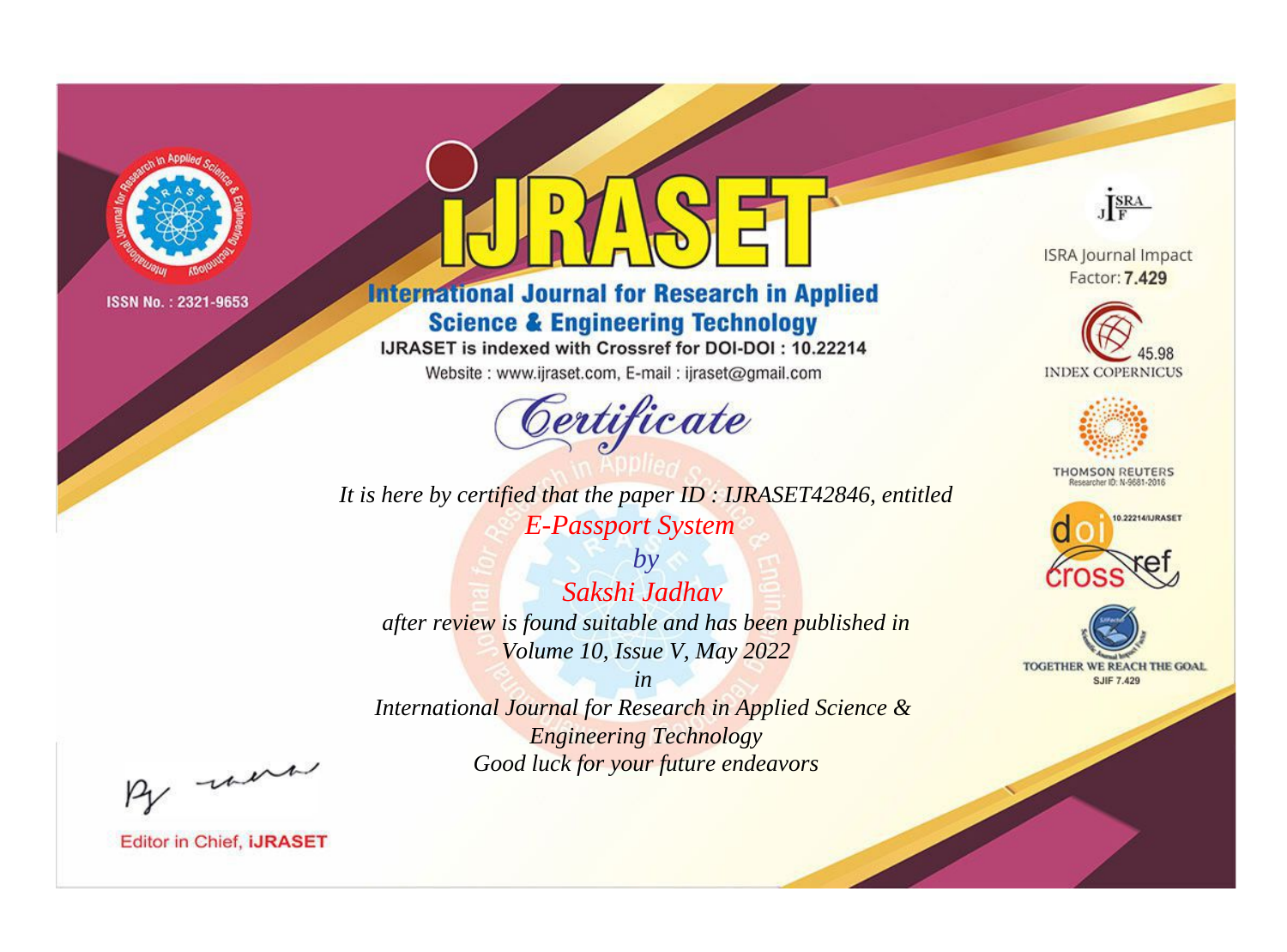ISSN No. : 2321-9653

# iJRASET

## International Journal for Research in Applied Science & Engineering Technology

IJRASET is indexed with Crossref for DOI-DOI : 10.22214

Website : www.ijraset.com, E-mail : ijraset@gmail.com

ISRA Journal Impact Factor: **7.429**

45.98 INDEX COPERNICUS

THOMSON REUTERS Researcher ID: N-9681-2016

10.22214/IJRASET

TOGETHER WE REACH THE GOAL SJIF 7.429

# Certificate

*It is here by certified that the paper ID : IJRASET42846, entitled*

*E-Passport System*

*by*

*Sakshi Jadhav*

*after review is found suitable and has been published in*

*Volume 10, Issue V, May 2022*

*in*

*International Journal for Research in Applied Science & Engineering Technology*

*Good luck for your future endeavors*

Editor in Chief, **iJRASET**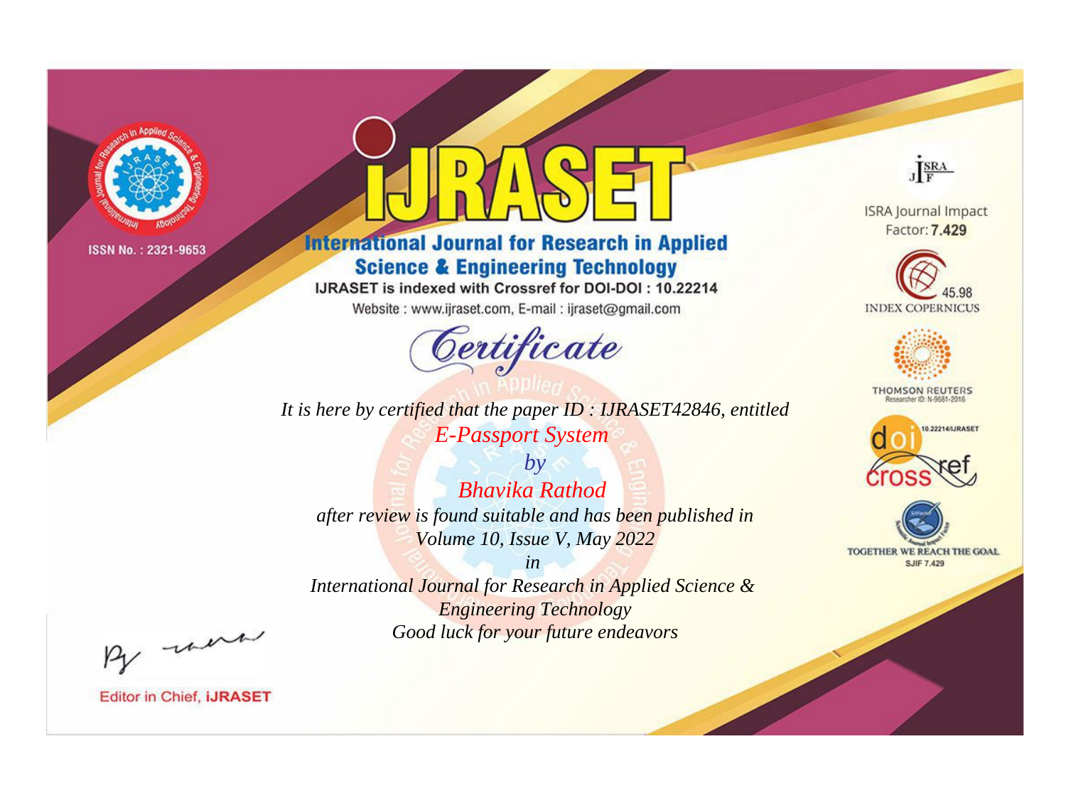ISSN No. : 2321-9653

# iJRASET

## International Journal for Research in Applied Science & Engineering Technology

IJRASET is indexed with Crossref for DOI-DOI : 10.22214

Website : www.ijraset.com, E-mail : ijraset@gmail.com

*Certificate*

*It is here by certified that the paper ID : IJRASET42846, entitled*

*E-Passport System*

*by*

*Bhavika Rathod*

*after review is found suitable and has been published in*

*Volume 10, Issue V, May 2022*

*in*

*International Journal for Research in Applied Science & Engineering Technology*

*Good luck for your future endeavors*

ISRA Journal Impact Factor: **7.429**

45.98 INDEX COPERNICUS

THOMSON REUTERS
Researcher ID: N-9681-2016

10.22214/IJRASET

TOGETHER WE REACH THE GOAL
SJIF 7.429

Editor in Chief, **iJRASET**